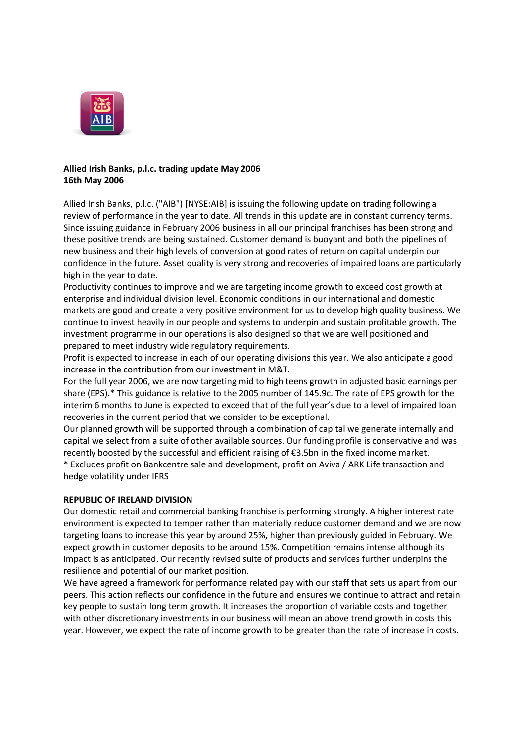**Allied Irish Banks, p.l.c. trading update May 2006**
**16th May 2006**

Allied Irish Banks, p.l.c. ("AIB") [NYSE:AIB] is issuing the following update on trading following a review of performance in the year to date. All trends in this update are in constant currency terms. Since issuing guidance in February 2006 business in all our principal franchises has been strong and these positive trends are being sustained. Customer demand is buoyant and both the pipelines of new business and their high levels of conversion at good rates of return on capital underpin our confidence in the future. Asset quality is very strong and recoveries of impaired loans are particularly high in the year to date.

Productivity continues to improve and we are targeting income growth to exceed cost growth at enterprise and individual division level. Economic conditions in our international and domestic markets are good and create a very positive environment for us to develop high quality business. We continue to invest heavily in our people and systems to underpin and sustain profitable growth. The investment programme in our operations is also designed so that we are well positioned and prepared to meet industry wide regulatory requirements.

Profit is expected to increase in each of our operating divisions this year. We also anticipate a good increase in the contribution from our investment in M&T.

For the full year 2006, we are now targeting mid to high teens growth in adjusted basic earnings per share (EPS).* This guidance is relative to the 2005 number of 145.9c. The rate of EPS growth for the interim 6 months to June is expected to exceed that of the full year's due to a level of impaired loan recoveries in the current period that we consider to be exceptional.

Our planned growth will be supported through a combination of capital we generate internally and capital we select from a suite of other available sources. Our funding profile is conservative and was recently boosted by the successful and efficient raising of €3.5bn in the fixed income market.

* Excludes profit on Bankcentre sale and development, profit on Aviva / ARK Life transaction and hedge volatility under IFRS

**REPUBLIC OF IRELAND DIVISION**

Our domestic retail and commercial banking franchise is performing strongly. A higher interest rate environment is expected to temper rather than materially reduce customer demand and we are now targeting loans to increase this year by around 25%, higher than previously guided in February. We expect growth in customer deposits to be around 15%. Competition remains intense although its impact is as anticipated. Our recently revised suite of products and services further underpins the resilience and potential of our market position.

We have agreed a framework for performance related pay with our staff that sets us apart from our peers. This action reflects our confidence in the future and ensures we continue to attract and retain key people to sustain long term growth. It increases the proportion of variable costs and together with other discretionary investments in our business will mean an above trend growth in costs this year. However, we expect the rate of income growth to be greater than the rate of increase in costs.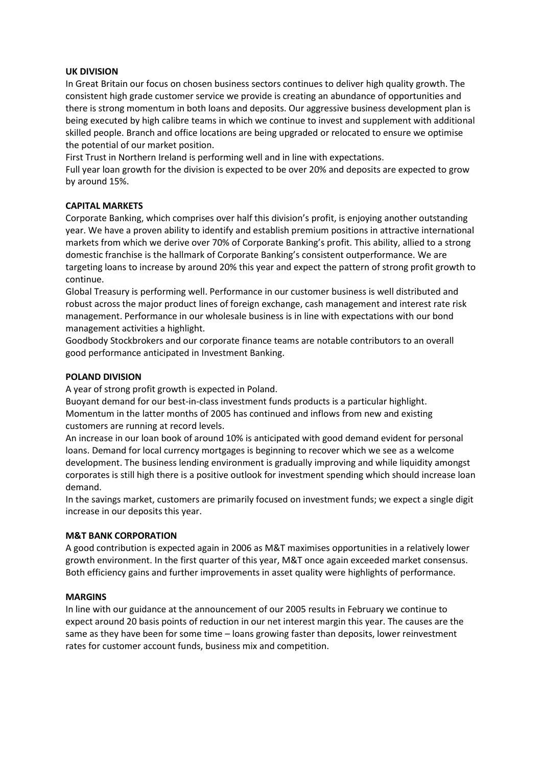**UK DIVISION**

In Great Britain our focus on chosen business sectors continues to deliver high quality growth. The consistent high grade customer service we provide is creating an abundance of opportunities and there is strong momentum in both loans and deposits. Our aggressive business development plan is being executed by high calibre teams in which we continue to invest and supplement with additional skilled people. Branch and office locations are being upgraded or relocated to ensure we optimise the potential of our market position.

First Trust in Northern Ireland is performing well and in line with expectations.

Full year loan growth for the division is expected to be over 20% and deposits are expected to grow by around 15%.

**CAPITAL MARKETS**

Corporate Banking, which comprises over half this division's profit, is enjoying another outstanding year. We have a proven ability to identify and establish premium positions in attractive international markets from which we derive over 70% of Corporate Banking's profit. This ability, allied to a strong domestic franchise is the hallmark of Corporate Banking's consistent outperformance. We are targeting loans to increase by around 20% this year and expect the pattern of strong profit growth to continue.

Global Treasury is performing well. Performance in our customer business is well distributed and robust across the major product lines of foreign exchange, cash management and interest rate risk management. Performance in our wholesale business is in line with expectations with our bond management activities a highlight.

Goodbody Stockbrokers and our corporate finance teams are notable contributors to an overall good performance anticipated in Investment Banking.

**POLAND DIVISION**

A year of strong profit growth is expected in Poland.

Buoyant demand for our best-in-class investment funds products is a particular highlight. Momentum in the latter months of 2005 has continued and inflows from new and existing customers are running at record levels.

An increase in our loan book of around 10% is anticipated with good demand evident for personal loans. Demand for local currency mortgages is beginning to recover which we see as a welcome development. The business lending environment is gradually improving and while liquidity amongst corporates is still high there is a positive outlook for investment spending which should increase loan demand.

In the savings market, customers are primarily focused on investment funds; we expect a single digit increase in our deposits this year.

**M&T BANK CORPORATION**

A good contribution is expected again in 2006 as M&T maximises opportunities in a relatively lower growth environment. In the first quarter of this year, M&T once again exceeded market consensus. Both efficiency gains and further improvements in asset quality were highlights of performance.

**MARGINS**

In line with our guidance at the announcement of our 2005 results in February we continue to expect around 20 basis points of reduction in our net interest margin this year. The causes are the same as they have been for some time – loans growing faster than deposits, lower reinvestment rates for customer account funds, business mix and competition.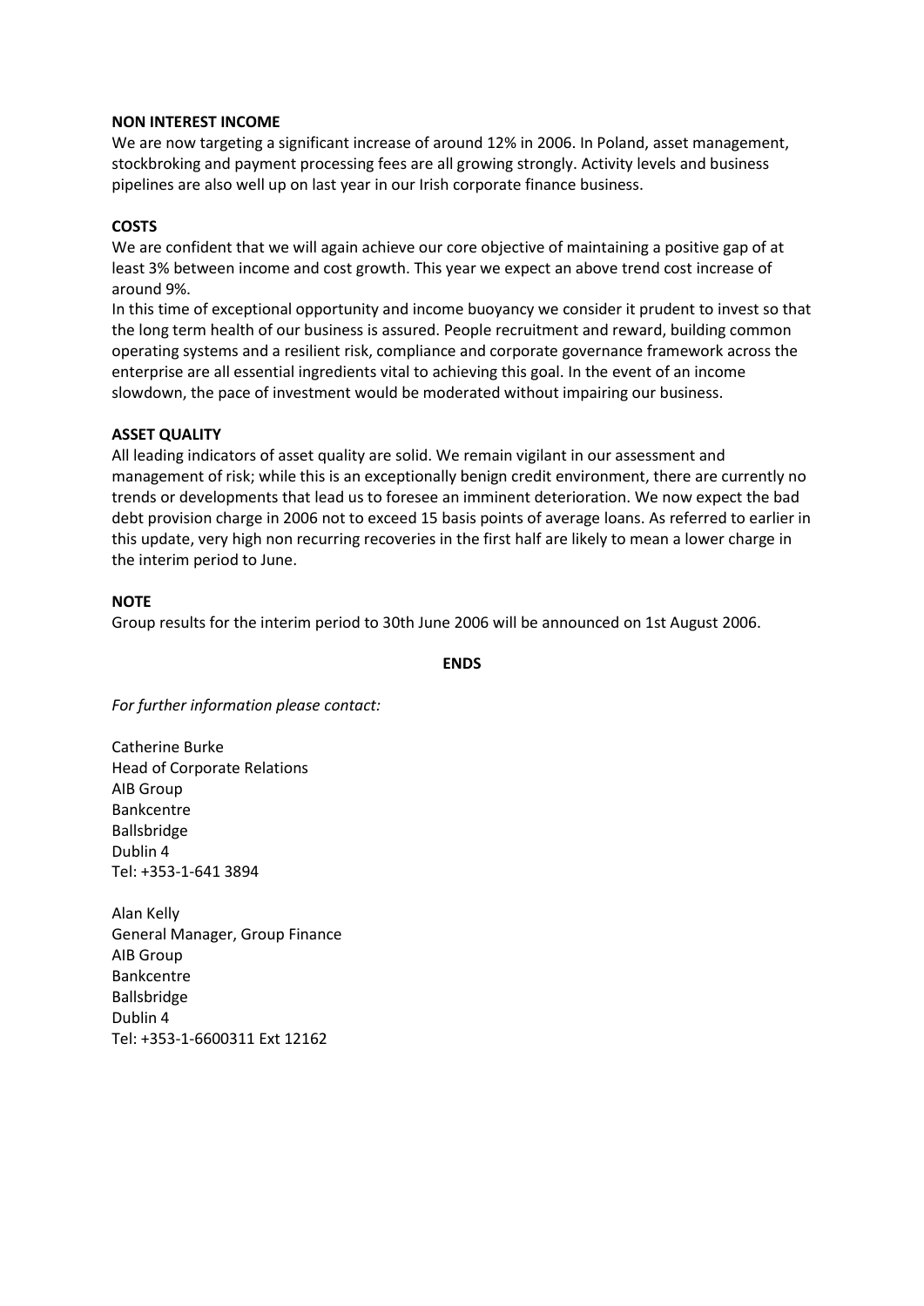**NON INTEREST INCOME**

We are now targeting a significant increase of around 12% in 2006. In Poland, asset management, stockbroking and payment processing fees are all growing strongly. Activity levels and business pipelines are also well up on last year in our Irish corporate finance business.

**COSTS**

We are confident that we will again achieve our core objective of maintaining a positive gap of at least 3% between income and cost growth. This year we expect an above trend cost increase of around 9%.

In this time of exceptional opportunity and income buoyancy we consider it prudent to invest so that the long term health of our business is assured. People recruitment and reward, building common operating systems and a resilient risk, compliance and corporate governance framework across the enterprise are all essential ingredients vital to achieving this goal. In the event of an income slowdown, the pace of investment would be moderated without impairing our business.

**ASSET QUALITY**

All leading indicators of asset quality are solid. We remain vigilant in our assessment and management of risk; while this is an exceptionally benign credit environment, there are currently no trends or developments that lead us to foresee an imminent deterioration. We now expect the bad debt provision charge in 2006 not to exceed 15 basis points of average loans. As referred to earlier in this update, very high non recurring recoveries in the first half are likely to mean a lower charge in the interim period to June.

**NOTE**

Group results for the interim period to 30th June 2006 will be announced on 1st August 2006.

**ENDS**

*For further information please contact:*

Catherine Burke
Head of Corporate Relations
AIB Group
Bankcentre
Ballsbridge
Dublin 4
Tel: +353-1-641 3894

Alan Kelly
General Manager, Group Finance
AIB Group
Bankcentre
Ballsbridge
Dublin 4
Tel: +353-1-6600311 Ext 12162